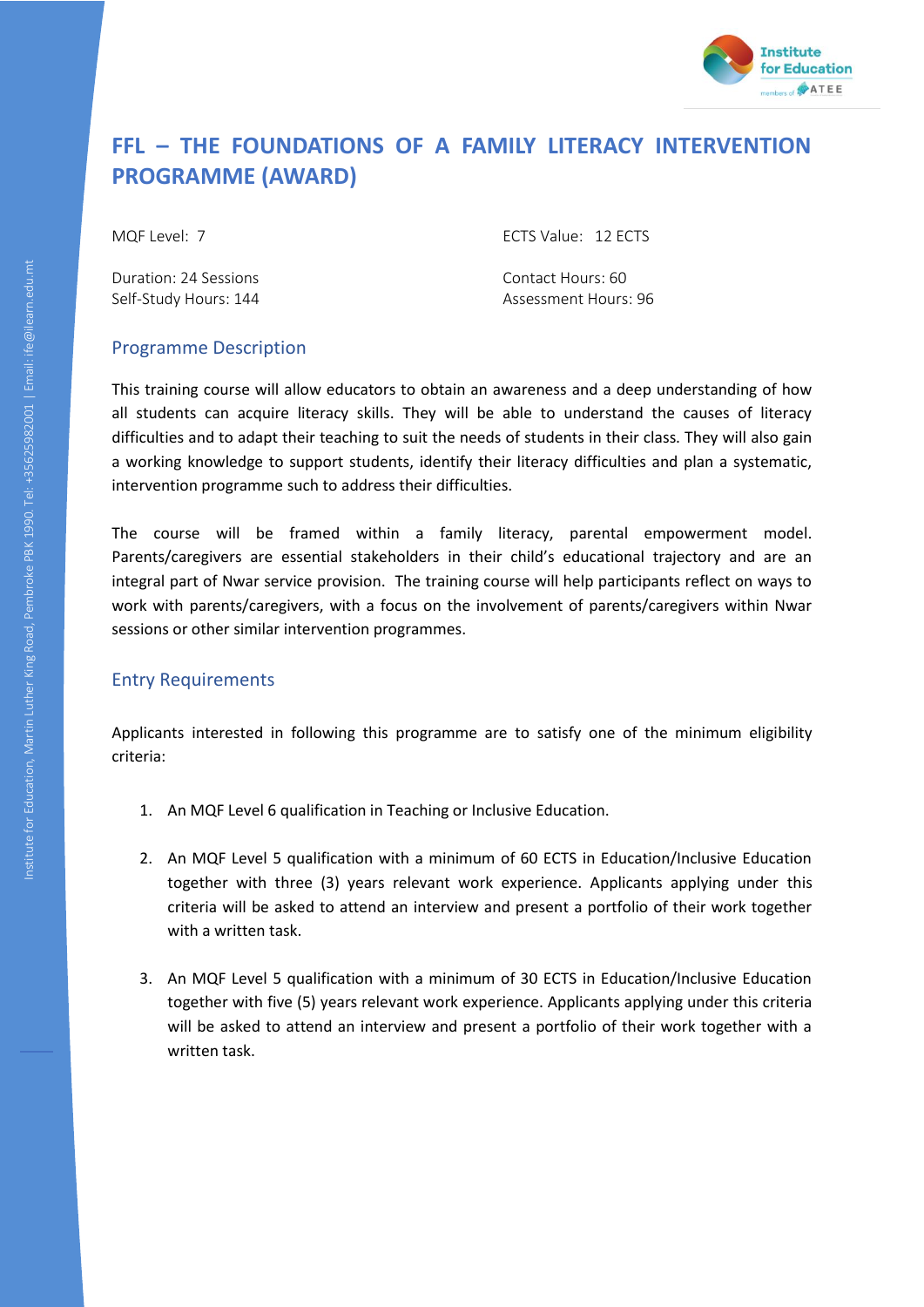# FFL – THE FOUNDATIONS OF A FAMILY LITERACY INTERVENTION PROGRAMME (AWARD)

MQF Level: 7

ECTS Value: 12 ECTS

Duration: 24 Sessions

Contact Hours: 60

Self-Study Hours: 144

Assessment Hours: 96

## Programme Description

This training course will allow educators to obtain an awareness and a deep understanding of how all students can acquire literacy skills. They will be able to understand the causes of literacy difficulties and to adapt their teaching to suit the needs of students in their class. They will also gain a working knowledge to support students, identify their literacy difficulties and plan a systematic, intervention programme such to address their difficulties.

The course will be framed within a family literacy, parental empowerment model. Parents/caregivers are essential stakeholders in their child's educational trajectory and are an integral part of Nwar service provision. The training course will help participants reflect on ways to work with parents/caregivers, with a focus on the involvement of parents/caregivers within Nwar sessions or other similar intervention programmes.

## Entry Requirements

Applicants interested in following this programme are to satisfy one of the minimum eligibility criteria:

1. An MQF Level 6 qualification in Teaching or Inclusive Education.

2. An MQF Level 5 qualification with a minimum of 60 ECTS in Education/Inclusive Education together with three (3) years relevant work experience. Applicants applying under this criteria will be asked to attend an interview and present a portfolio of their work together with a written task.

3. An MQF Level 5 qualification with a minimum of 30 ECTS in Education/Inclusive Education together with five (5) years relevant work experience. Applicants applying under this criteria will be asked to attend an interview and present a portfolio of their work together with a written task.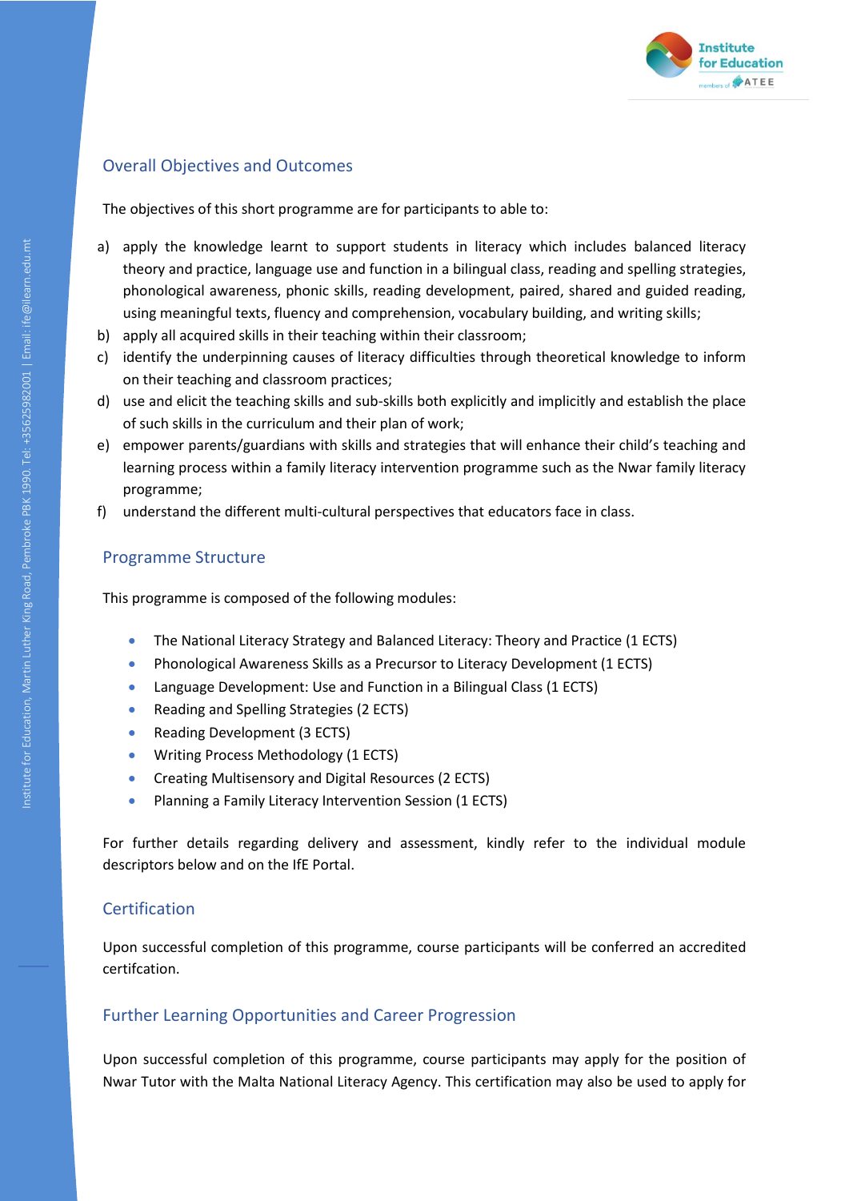## Overall Objectives and Outcomes

The objectives of this short programme are for participants to able to:

a) apply the knowledge learnt to support students in literacy which includes balanced literacy theory and practice, language use and function in a bilingual class, reading and spelling strategies, phonological awareness, phonic skills, reading development, paired, shared and guided reading, using meaningful texts, fluency and comprehension, vocabulary building, and writing skills;
b) apply all acquired skills in their teaching within their classroom;
c) identify the underpinning causes of literacy difficulties through theoretical knowledge to inform on their teaching and classroom practices;
d) use and elicit the teaching skills and sub-skills both explicitly and implicitly and establish the place of such skills in the curriculum and their plan of work;
e) empower parents/guardians with skills and strategies that will enhance their child's teaching and learning process within a family literacy intervention programme such as the Nwar family literacy programme;
f) understand the different multi-cultural perspectives that educators face in class.

## Programme Structure

This programme is composed of the following modules:

- The National Literacy Strategy and Balanced Literacy: Theory and Practice (1 ECTS)
- Phonological Awareness Skills as a Precursor to Literacy Development (1 ECTS)
- Language Development: Use and Function in a Bilingual Class (1 ECTS)
- Reading and Spelling Strategies (2 ECTS)
- Reading Development (3 ECTS)
- Writing Process Methodology (1 ECTS)
- Creating Multisensory and Digital Resources (2 ECTS)
- Planning a Family Literacy Intervention Session (1 ECTS)

For further details regarding delivery and assessment, kindly refer to the individual module descriptors below and on the IfE Portal.

## Certification

Upon successful completion of this programme, course participants will be conferred an accredited certifcation.

## Further Learning Opportunities and Career Progression

Upon successful completion of this programme, course participants may apply for the position of Nwar Tutor with the Malta National Literacy Agency. This certification may also be used to apply for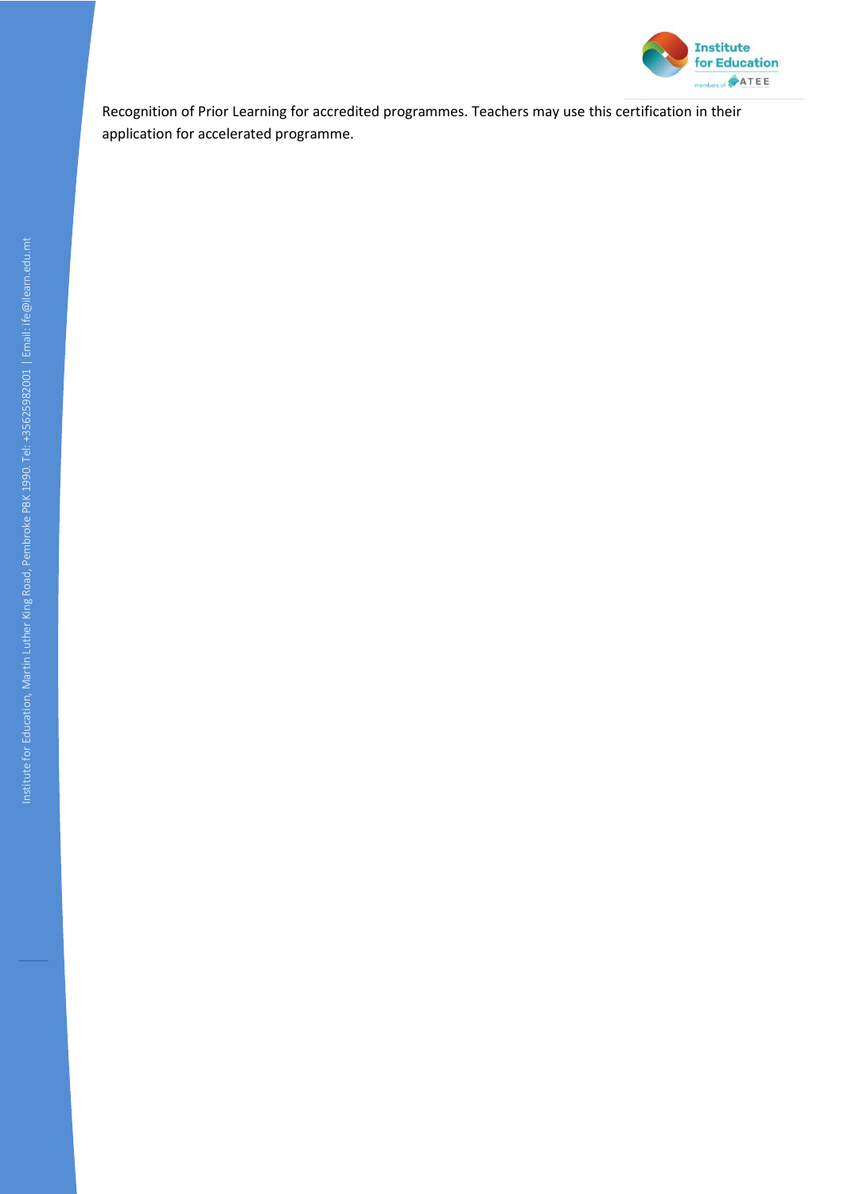Recognition of Prior Learning for accredited programmes. Teachers may use this certification in their application for accelerated programme.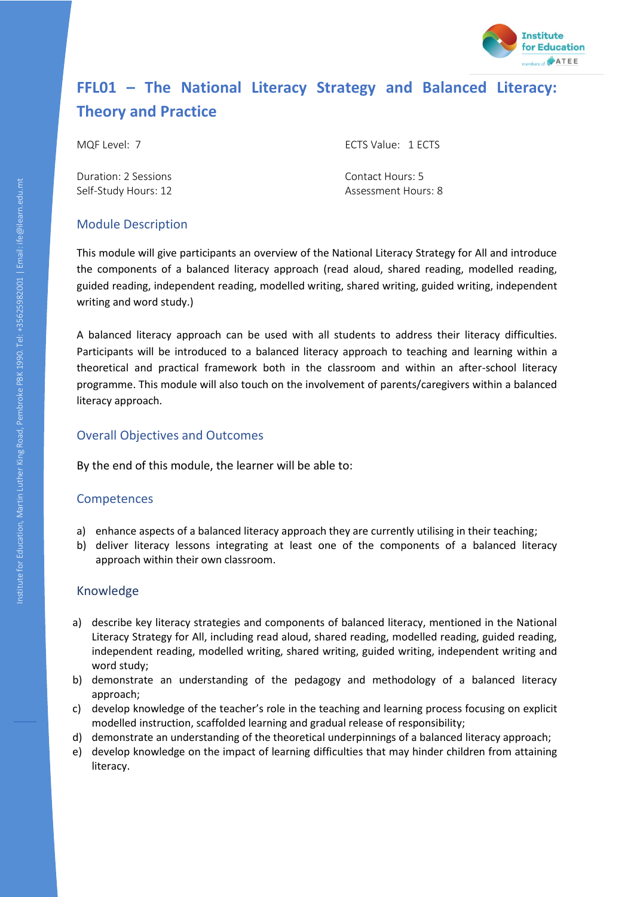# FFL01 – The National Literacy Strategy and Balanced Literacy: Theory and Practice

| | |
|---|---|
| MQF Level: 7 | ECTS Value: 1 ECTS |
| Duration: 2 Sessions | Contact Hours: 5 |
| Self-Study Hours: 12 | Assessment Hours: 8 |

## Module Description

This module will give participants an overview of the National Literacy Strategy for All and introduce the components of a balanced literacy approach (read aloud, shared reading, modelled reading, guided reading, independent reading, modelled writing, shared writing, guided writing, independent writing and word study.)

A balanced literacy approach can be used with all students to address their literacy difficulties. Participants will be introduced to a balanced literacy approach to teaching and learning within a theoretical and practical framework both in the classroom and within an after-school literacy programme. This module will also touch on the involvement of parents/caregivers within a balanced literacy approach.

## Overall Objectives and Outcomes

By the end of this module, the learner will be able to:

## Competences

a) enhance aspects of a balanced literacy approach they are currently utilising in their teaching;
b) deliver literacy lessons integrating at least one of the components of a balanced literacy approach within their own classroom.

## Knowledge

a) describe key literacy strategies and components of balanced literacy, mentioned in the National Literacy Strategy for All, including read aloud, shared reading, modelled reading, guided reading, independent reading, modelled writing, shared writing, guided writing, independent writing and word study;
b) demonstrate an understanding of the pedagogy and methodology of a balanced literacy approach;
c) develop knowledge of the teacher's role in the teaching and learning process focusing on explicit modelled instruction, scaffolded learning and gradual release of responsibility;
d) demonstrate an understanding of the theoretical underpinnings of a balanced literacy approach;
e) develop knowledge on the impact of learning difficulties that may hinder children from attaining literacy.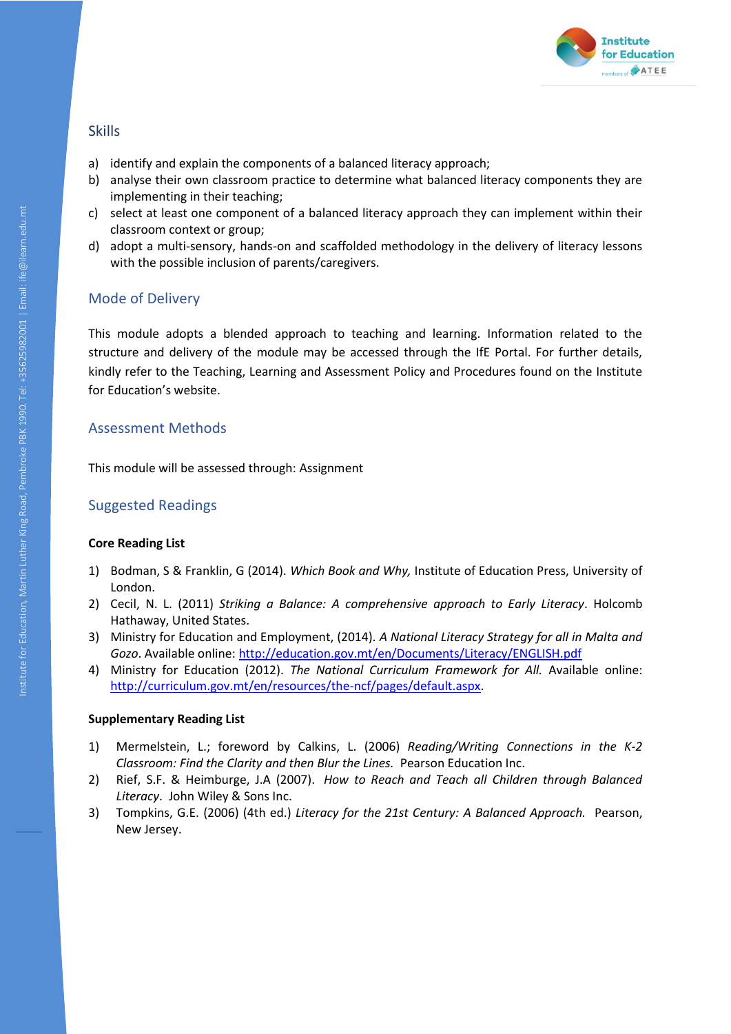## Skills

a) identify and explain the components of a balanced literacy approach;
b) analyse their own classroom practice to determine what balanced literacy components they are implementing in their teaching;
c) select at least one component of a balanced literacy approach they can implement within their classroom context or group;
d) adopt a multi-sensory, hands-on and scaffolded methodology in the delivery of literacy lessons with the possible inclusion of parents/caregivers.

## Mode of Delivery

This module adopts a blended approach to teaching and learning. Information related to the structure and delivery of the module may be accessed through the IfE Portal. For further details, kindly refer to the Teaching, Learning and Assessment Policy and Procedures found on the Institute for Education's website.

## Assessment Methods

This module will be assessed through: Assignment

## Suggested Readings

**Core Reading List**

1) Bodman, S & Franklin, G (2014). *Which Book and Why,* Institute of Education Press, University of London.
2) Cecil, N. L. (2011) *Striking a Balance: A comprehensive approach to Early Literacy*. Holcomb Hathaway, United States.
3) Ministry for Education and Employment, (2014). *A National Literacy Strategy for all in Malta and Gozo*. Available online: http://education.gov.mt/en/Documents/Literacy/ENGLISH.pdf
4) Ministry for Education (2012). *The National Curriculum Framework for All.* Available online: http://curriculum.gov.mt/en/resources/the-ncf/pages/default.aspx.

**Supplementary Reading List**

1) Mermelstein, L.; foreword by Calkins, L. (2006) *Reading/Writing Connections in the K-2 Classroom: Find the Clarity and then Blur the Lines.* Pearson Education Inc.
2) Rief, S.F. & Heimburge, J.A (2007). *How to Reach and Teach all Children through Balanced Literacy*. John Wiley & Sons Inc.
3) Tompkins, G.E. (2006) (4th ed.) *Literacy for the 21st Century: A Balanced Approach.* Pearson, New Jersey.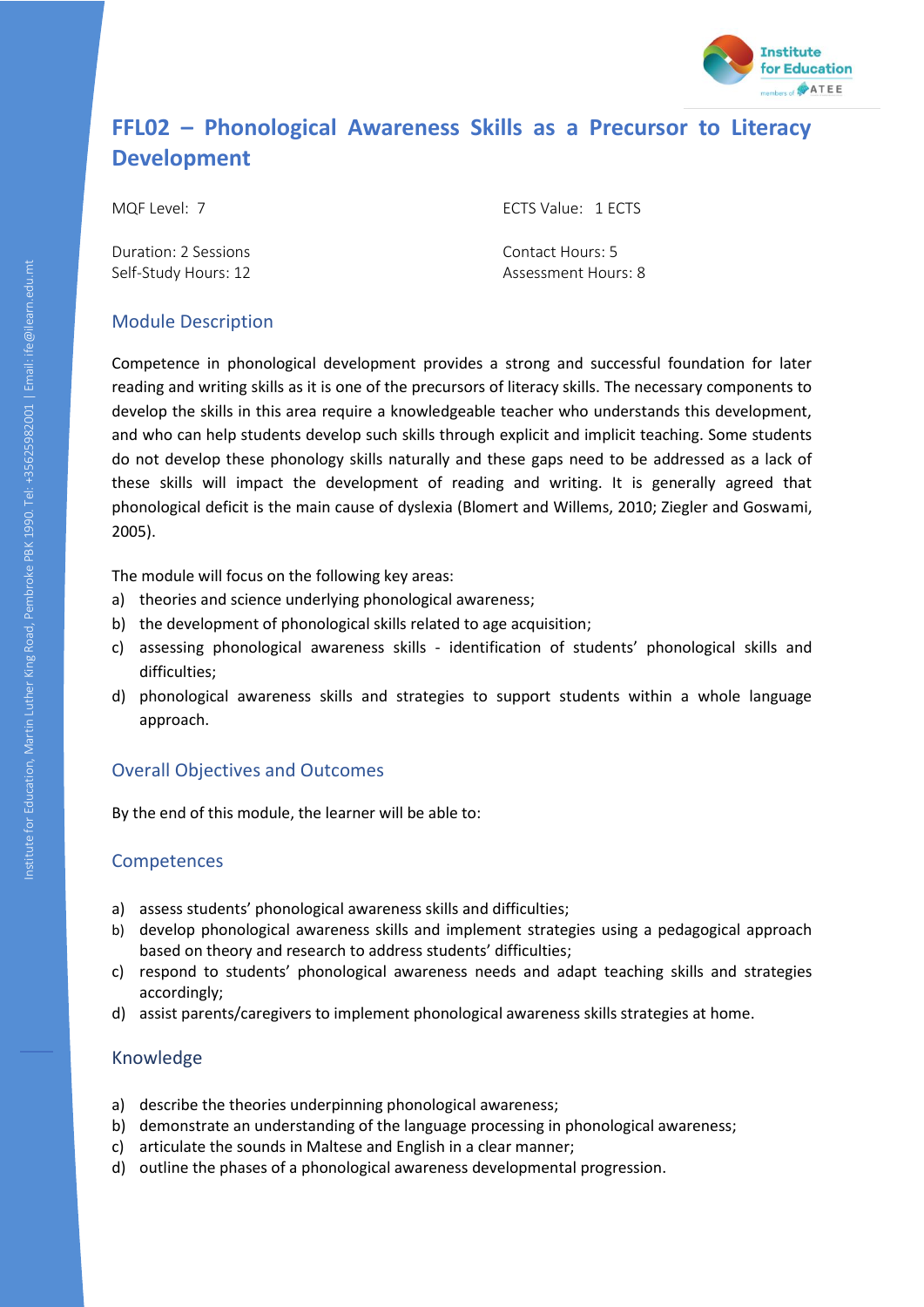# FFL02 – Phonological Awareness Skills as a Precursor to Literacy Development

MQF Level: 7

ECTS Value: 1 ECTS

Duration: 2 Sessions

Self-Study Hours: 12

Contact Hours: 5

Assessment Hours: 8

## Module Description

Competence in phonological development provides a strong and successful foundation for later reading and writing skills as it is one of the precursors of literacy skills. The necessary components to develop the skills in this area require a knowledgeable teacher who understands this development, and who can help students develop such skills through explicit and implicit teaching. Some students do not develop these phonology skills naturally and these gaps need to be addressed as a lack of these skills will impact the development of reading and writing. It is generally agreed that phonological deficit is the main cause of dyslexia (Blomert and Willems, 2010; Ziegler and Goswami, 2005).

The module will focus on the following key areas:

a) theories and science underlying phonological awareness;
b) the development of phonological skills related to age acquisition;
c) assessing phonological awareness skills - identification of students' phonological skills and difficulties;
d) phonological awareness skills and strategies to support students within a whole language approach.

## Overall Objectives and Outcomes

By the end of this module, the learner will be able to:

## Competences

a) assess students' phonological awareness skills and difficulties;
b) develop phonological awareness skills and implement strategies using a pedagogical approach based on theory and research to address students' difficulties;
c) respond to students' phonological awareness needs and adapt teaching skills and strategies accordingly;
d) assist parents/caregivers to implement phonological awareness skills strategies at home.

## Knowledge

a) describe the theories underpinning phonological awareness;
b) demonstrate an understanding of the language processing in phonological awareness;
c) articulate the sounds in Maltese and English in a clear manner;
d) outline the phases of a phonological awareness developmental progression.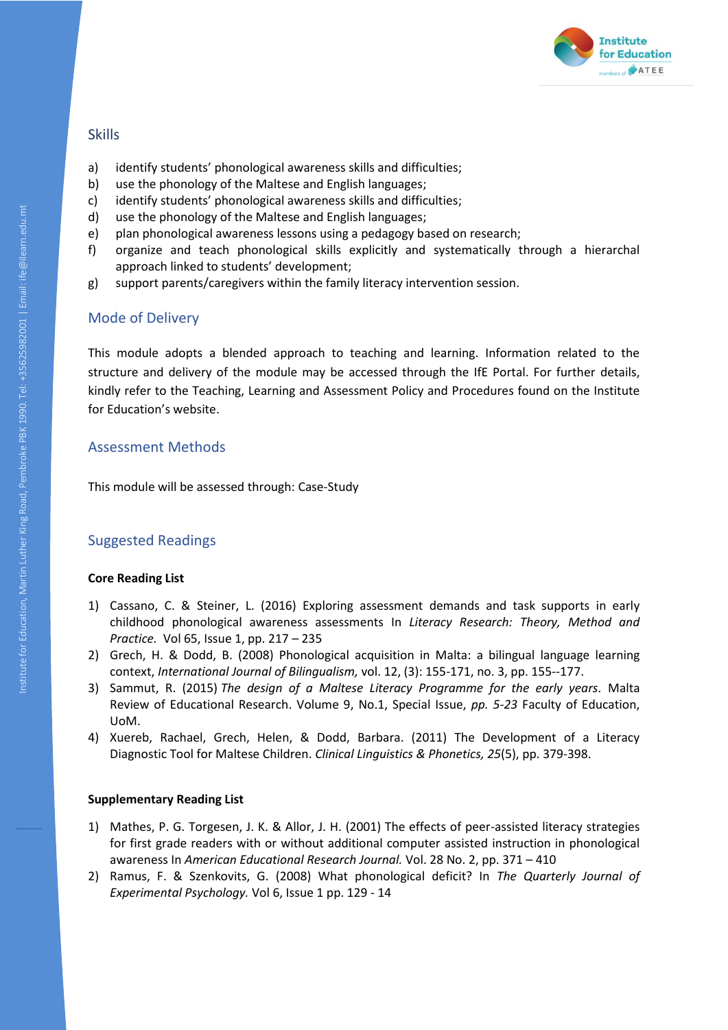## Skills

a) identify students' phonological awareness skills and difficulties;
b) use the phonology of the Maltese and English languages;
c) identify students' phonological awareness skills and difficulties;
d) use the phonology of the Maltese and English languages;
e) plan phonological awareness lessons using a pedagogy based on research;
f) organize and teach phonological skills explicitly and systematically through a hierarchal approach linked to students' development;
g) support parents/caregivers within the family literacy intervention session.

## Mode of Delivery

This module adopts a blended approach to teaching and learning. Information related to the structure and delivery of the module may be accessed through the IfE Portal. For further details, kindly refer to the Teaching, Learning and Assessment Policy and Procedures found on the Institute for Education's website.

## Assessment Methods

This module will be assessed through: Case-Study

## Suggested Readings

**Core Reading List**

1) Cassano, C. & Steiner, L. (2016) Exploring assessment demands and task supports in early childhood phonological awareness assessments In *Literacy Research: Theory, Method and Practice.* Vol 65, Issue 1, pp. 217 – 235
2) Grech, H. & Dodd, B. (2008) Phonological acquisition in Malta: a bilingual language learning context, *International Journal of Bilingualism,* vol. 12, (3): 155-171, no. 3, pp. 155--177.
3) Sammut, R. (2015) *The design of a Maltese Literacy Programme for the early years*. Malta Review of Educational Research. Volume 9, No.1, Special Issue, *pp. 5-23* Faculty of Education, UoM.
4) Xuereb, Rachael, Grech, Helen, & Dodd, Barbara. (2011) The Development of a Literacy Diagnostic Tool for Maltese Children. *Clinical Linguistics & Phonetics, 25*(5), pp. 379-398.

**Supplementary Reading List**

1) Mathes, P. G. Torgesen, J. K. & Allor, J. H. (2001) The effects of peer-assisted literacy strategies for first grade readers with or without additional computer assisted instruction in phonological awareness In *American Educational Research Journal.* Vol. 28 No. 2, pp. 371 – 410
2) Ramus, F. & Szenkovits, G. (2008) What phonological deficit? In *The Quarterly Journal of Experimental Psychology.* Vol 6, Issue 1 pp. 129 - 14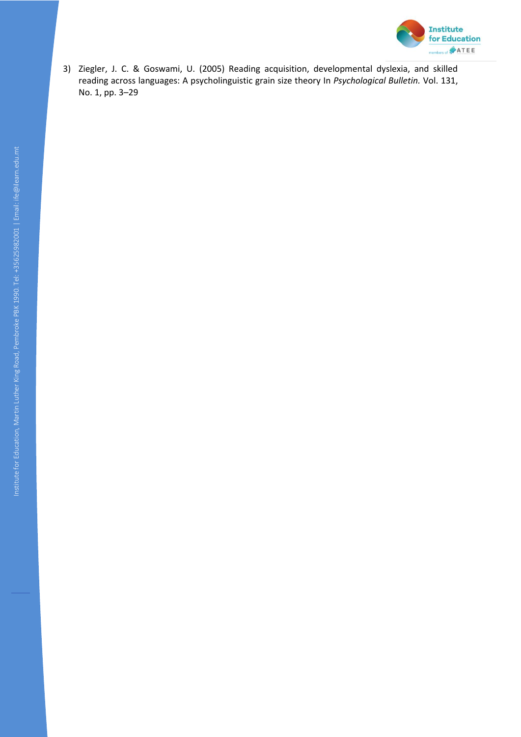3) Ziegler, J. C. & Goswami, U. (2005) Reading acquisition, developmental dyslexia, and skilled reading across languages: A psycholinguistic grain size theory In *Psychological Bulletin.* Vol. 131, No. 1, pp. 3–29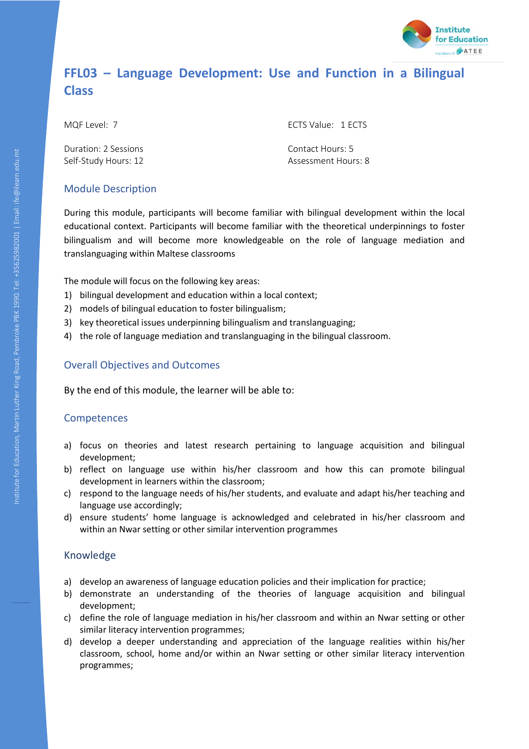# FFL03 – Language Development: Use and Function in a Bilingual Class

MQF Level: 7

ECTS Value: 1 ECTS

Duration: 2 Sessions
Self-Study Hours: 12

Contact Hours: 5
Assessment Hours: 8

## Module Description

During this module, participants will become familiar with bilingual development within the local educational context. Participants will become familiar with the theoretical underpinnings to foster bilingualism and will become more knowledgeable on the role of language mediation and translanguaging within Maltese classrooms

The module will focus on the following key areas:

1) bilingual development and education within a local context;
2) models of bilingual education to foster bilingualism;
3) key theoretical issues underpinning bilingualism and translanguaging;
4) the role of language mediation and translanguaging in the bilingual classroom.

## Overall Objectives and Outcomes

By the end of this module, the learner will be able to:

### Competences

a) focus on theories and latest research pertaining to language acquisition and bilingual development;
b) reflect on language use within his/her classroom and how this can promote bilingual development in learners within the classroom;
c) respond to the language needs of his/her students, and evaluate and adapt his/her teaching and language use accordingly;
d) ensure students' home language is acknowledged and celebrated in his/her classroom and within an Nwar setting or other similar intervention programmes

### Knowledge

a) develop an awareness of language education policies and their implication for practice;
b) demonstrate an understanding of the theories of language acquisition and bilingual development;
c) define the role of language mediation in his/her classroom and within an Nwar setting or other similar literacy intervention programmes;
d) develop a deeper understanding and appreciation of the language realities within his/her classroom, school, home and/or within an Nwar setting or other similar literacy intervention programmes;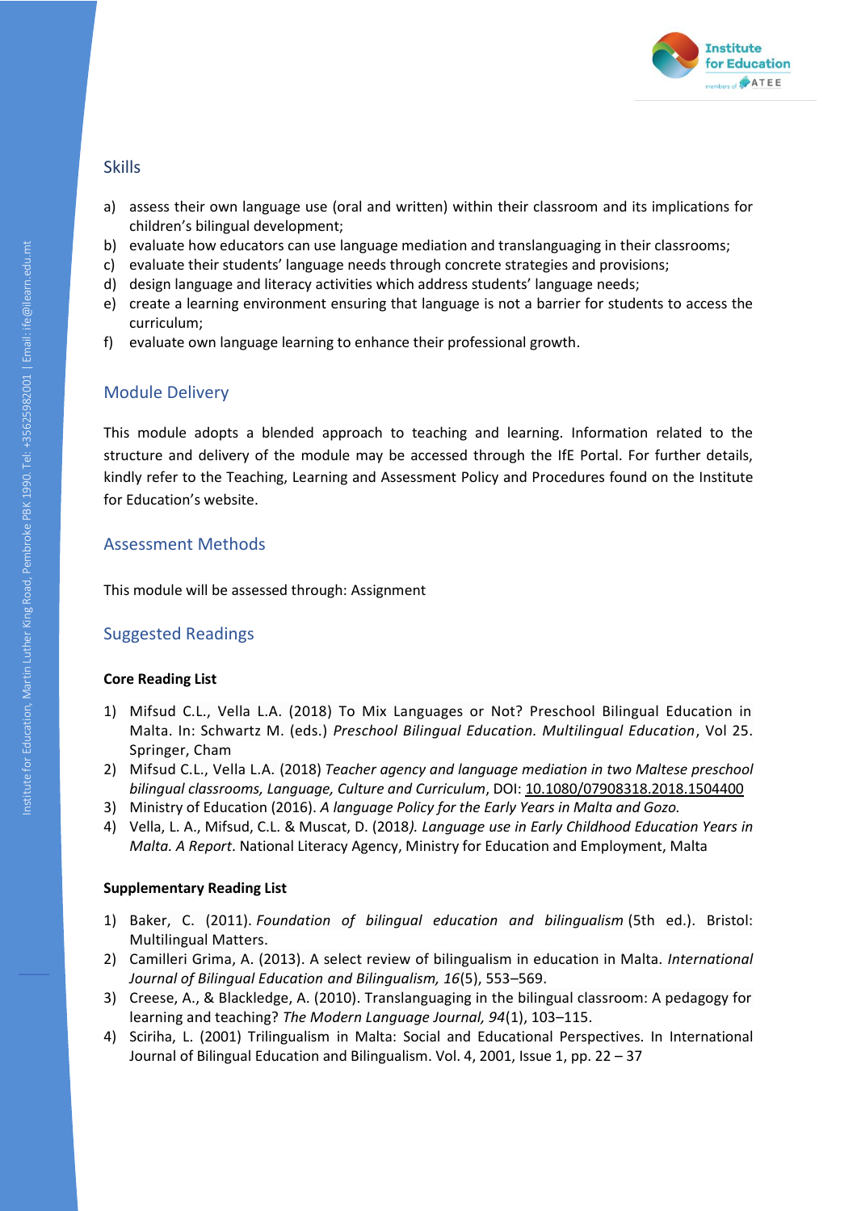## Skills

a) assess their own language use (oral and written) within their classroom and its implications for children's bilingual development;
b) evaluate how educators can use language mediation and translanguaging in their classrooms;
c) evaluate their students' language needs through concrete strategies and provisions;
d) design language and literacy activities which address students' language needs;
e) create a learning environment ensuring that language is not a barrier for students to access the curriculum;
f) evaluate own language learning to enhance their professional growth.

## Module Delivery

This module adopts a blended approach to teaching and learning. Information related to the structure and delivery of the module may be accessed through the IfE Portal. For further details, kindly refer to the Teaching, Learning and Assessment Policy and Procedures found on the Institute for Education's website.

## Assessment Methods

This module will be assessed through: Assignment

## Suggested Readings

**Core Reading List**

1) Mifsud C.L., Vella L.A. (2018) To Mix Languages or Not? Preschool Bilingual Education in Malta. In: Schwartz M. (eds.) *Preschool Bilingual Education. Multilingual Education*, Vol 25. Springer, Cham
2) Mifsud C.L., Vella L.A. (2018) *Teacher agency and language mediation in two Maltese preschool bilingual classrooms, Language, Culture and Curriculum*, DOI: 10.1080/07908318.2018.1504400
3) Ministry of Education (2016). *A language Policy for the Early Years in Malta and Gozo.*
4) Vella, L. A., Mifsud, C.L. & Muscat, D. (2018*). Language use in Early Childhood Education Years in Malta. A Report*. National Literacy Agency, Ministry for Education and Employment, Malta

**Supplementary Reading List**

1) Baker, C. (2011). *Foundation of bilingual education and bilingualism* (5th ed.). Bristol: Multilingual Matters.
2) Camilleri Grima, A. (2013). A select review of bilingualism in education in Malta. *International Journal of Bilingual Education and Bilingualism, 16*(5), 553–569.
3) Creese, A., & Blackledge, A. (2010). Translanguaging in the bilingual classroom: A pedagogy for learning and teaching? *The Modern Language Journal, 94*(1), 103–115.
4) Sciriha, L. (2001) Trilingualism in Malta: Social and Educational Perspectives. In International Journal of Bilingual Education and Bilingualism. Vol. 4, 2001, Issue 1, pp. 22 – 37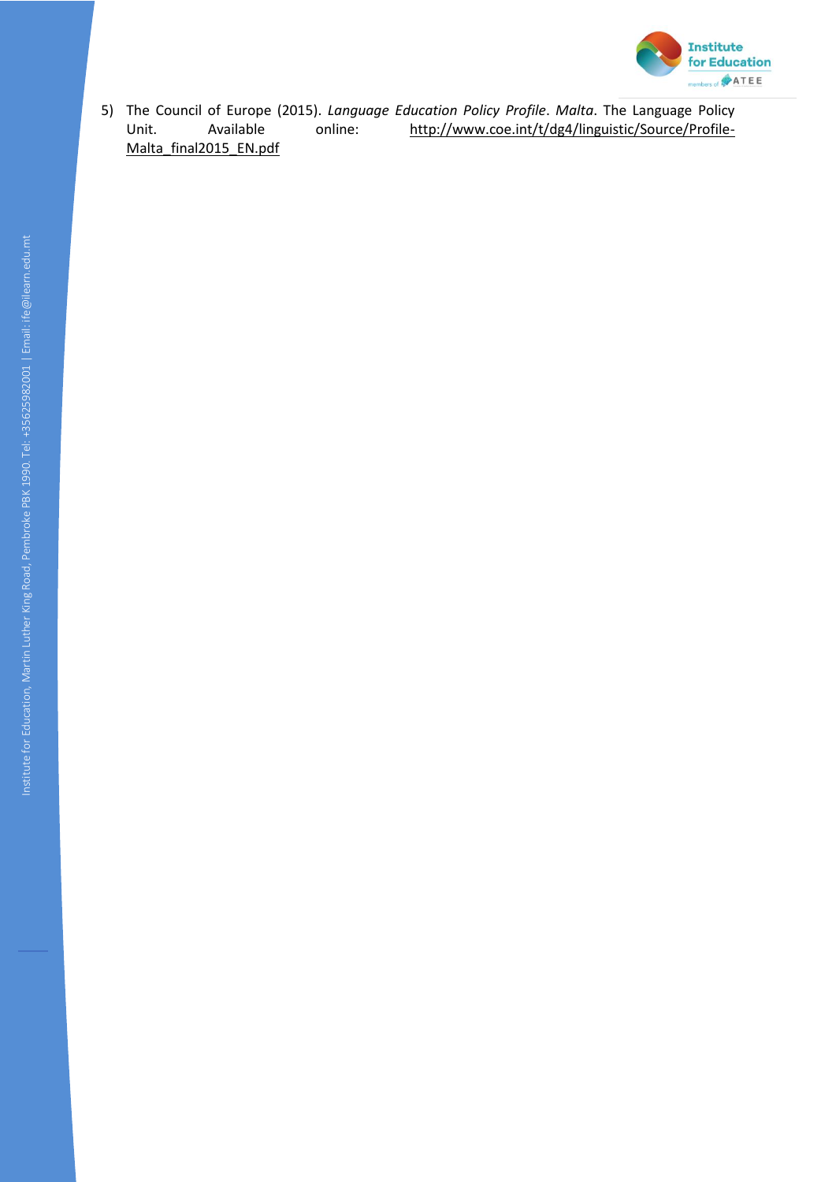5) The Council of Europe (2015). *Language Education Policy Profile*. *Malta*. The Language Policy Unit. Available online: http://www.coe.int/t/dg4/linguistic/Source/Profile-Malta_final2015_EN.pdf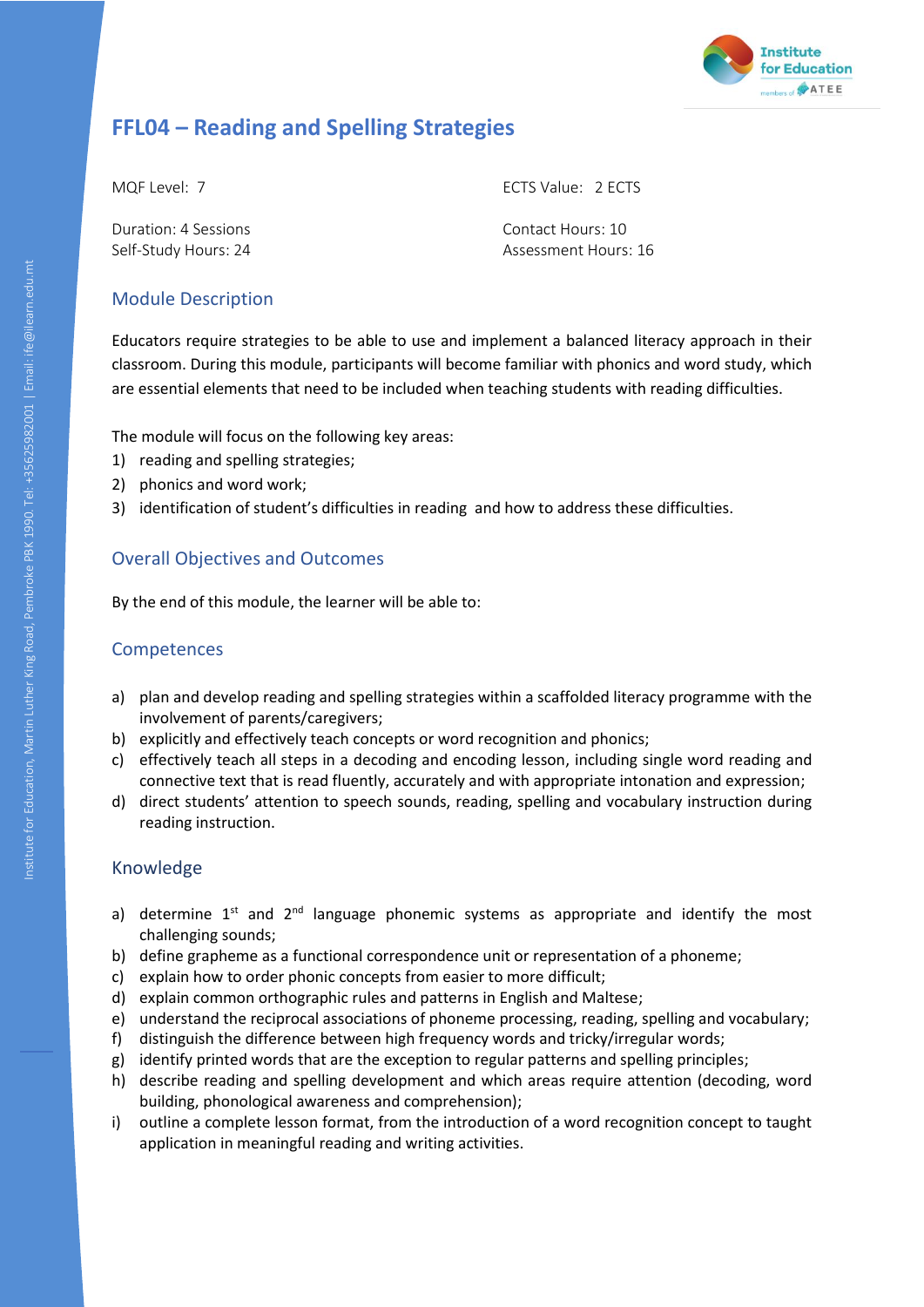# FFL04 – Reading and Spelling Strategies

MQF Level: 7

ECTS Value: 2 ECTS

Duration: 4 Sessions
Self-Study Hours: 24

Contact Hours: 10
Assessment Hours: 16

## Module Description

Educators require strategies to be able to use and implement a balanced literacy approach in their classroom. During this module, participants will become familiar with phonics and word study, which are essential elements that need to be included when teaching students with reading difficulties.

The module will focus on the following key areas:

1) reading and spelling strategies;
2) phonics and word work;
3) identification of student's difficulties in reading and how to address these difficulties.

## Overall Objectives and Outcomes

By the end of this module, the learner will be able to:

## Competences

a) plan and develop reading and spelling strategies within a scaffolded literacy programme with the involvement of parents/caregivers;
b) explicitly and effectively teach concepts or word recognition and phonics;
c) effectively teach all steps in a decoding and encoding lesson, including single word reading and connective text that is read fluently, accurately and with appropriate intonation and expression;
d) direct students' attention to speech sounds, reading, spelling and vocabulary instruction during reading instruction.

## Knowledge

a) determine 1st and 2nd language phonemic systems as appropriate and identify the most challenging sounds;
b) define grapheme as a functional correspondence unit or representation of a phoneme;
c) explain how to order phonic concepts from easier to more difficult;
d) explain common orthographic rules and patterns in English and Maltese;
e) understand the reciprocal associations of phoneme processing, reading, spelling and vocabulary;
f) distinguish the difference between high frequency words and tricky/irregular words;
g) identify printed words that are the exception to regular patterns and spelling principles;
h) describe reading and spelling development and which areas require attention (decoding, word building, phonological awareness and comprehension);
i) outline a complete lesson format, from the introduction of a word recognition concept to taught application in meaningful reading and writing activities.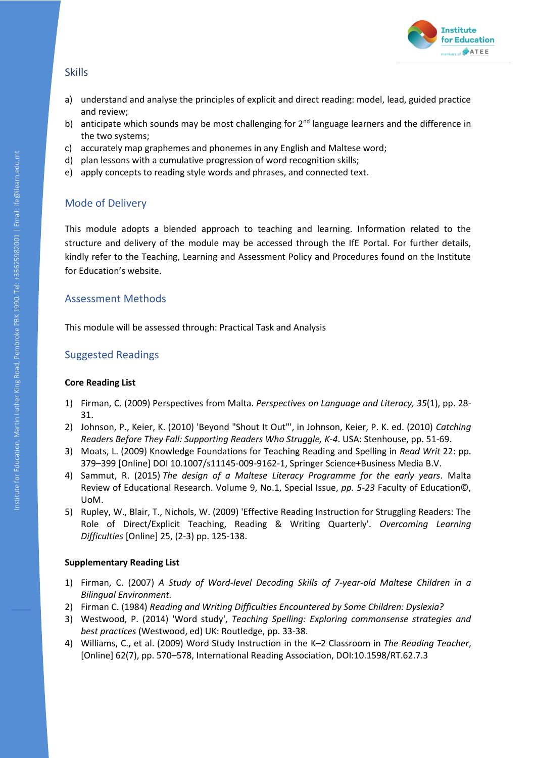## Skills

a) understand and analyse the principles of explicit and direct reading: model, lead, guided practice and review;
b) anticipate which sounds may be most challenging for 2nd language learners and the difference in the two systems;
c) accurately map graphemes and phonemes in any English and Maltese word;
d) plan lessons with a cumulative progression of word recognition skills;
e) apply concepts to reading style words and phrases, and connected text.

## Mode of Delivery

This module adopts a blended approach to teaching and learning. Information related to the structure and delivery of the module may be accessed through the IfE Portal. For further details, kindly refer to the Teaching, Learning and Assessment Policy and Procedures found on the Institute for Education's website.

## Assessment Methods

This module will be assessed through: Practical Task and Analysis

## Suggested Readings

**Core Reading List**

1) Firman, C. (2009) Perspectives from Malta. *Perspectives on Language and Literacy, 35*(1), pp. 28-31.
2) Johnson, P., Keier, K. (2010) 'Beyond "Shout It Out"', in Johnson, Keier, P. K. ed. (2010) *Catching Readers Before They Fall: Supporting Readers Who Struggle, K-4*. USA: Stenhouse, pp. 51-69.
3) Moats, L. (2009) Knowledge Foundations for Teaching Reading and Spelling in *Read Writ* 22: pp. 379–399 [Online] DOI 10.1007/s11145-009-9162-1, Springer Science+Business Media B.V.
4) Sammut, R. (2015) *The design of a Maltese Literacy Programme for the early years*. Malta Review of Educational Research. Volume 9, No.1, Special Issue, *pp. 5-23* Faculty of Education©, UoM.
5) Rupley, W., Blair, T., Nichols, W. (2009) 'Effective Reading Instruction for Struggling Readers: The Role of Direct/Explicit Teaching, Reading & Writing Quarterly'. *Overcoming Learning Difficulties* [Online] 25, (2-3) pp. 125-138.

**Supplementary Reading List**

1) Firman, C. (2007) *A Study of Word-level Decoding Skills of 7-year-old Maltese Children in a Bilingual Environment.*
2) Firman C. (1984) *Reading and Writing Difficulties Encountered by Some Children: Dyslexia?*
3) Westwood, P. (2014) 'Word study', *Teaching Spelling: Exploring commonsense strategies and best practices* (Westwood, ed) UK: Routledge, pp. 33-38.
4) Williams, C., et al. (2009) Word Study Instruction in the K–2 Classroom in *The Reading Teacher*, [Online] 62(7), pp. 570–578, International Reading Association, DOI:10.1598/RT.62.7.3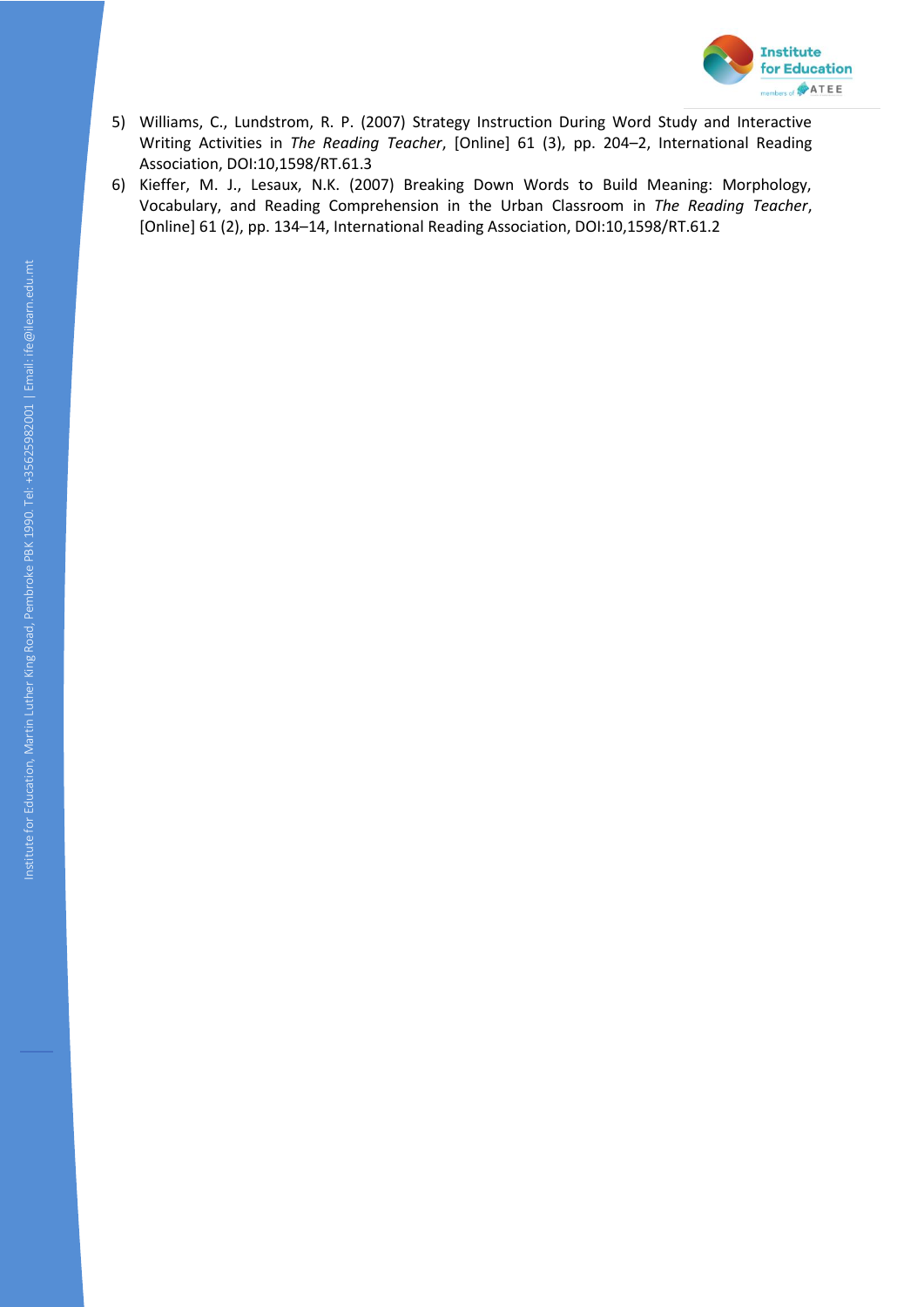5) Williams, C., Lundstrom, R. P. (2007) Strategy Instruction During Word Study and Interactive Writing Activities in *The Reading Teacher*, [Online] 61 (3), pp. 204–2, International Reading Association, DOI:10,1598/RT.61.3
6) Kieffer, M. J., Lesaux, N.K. (2007) Breaking Down Words to Build Meaning: Morphology, Vocabulary, and Reading Comprehension in the Urban Classroom in *The Reading Teacher*, [Online] 61 (2), pp. 134–14, International Reading Association, DOI:10,1598/RT.61.2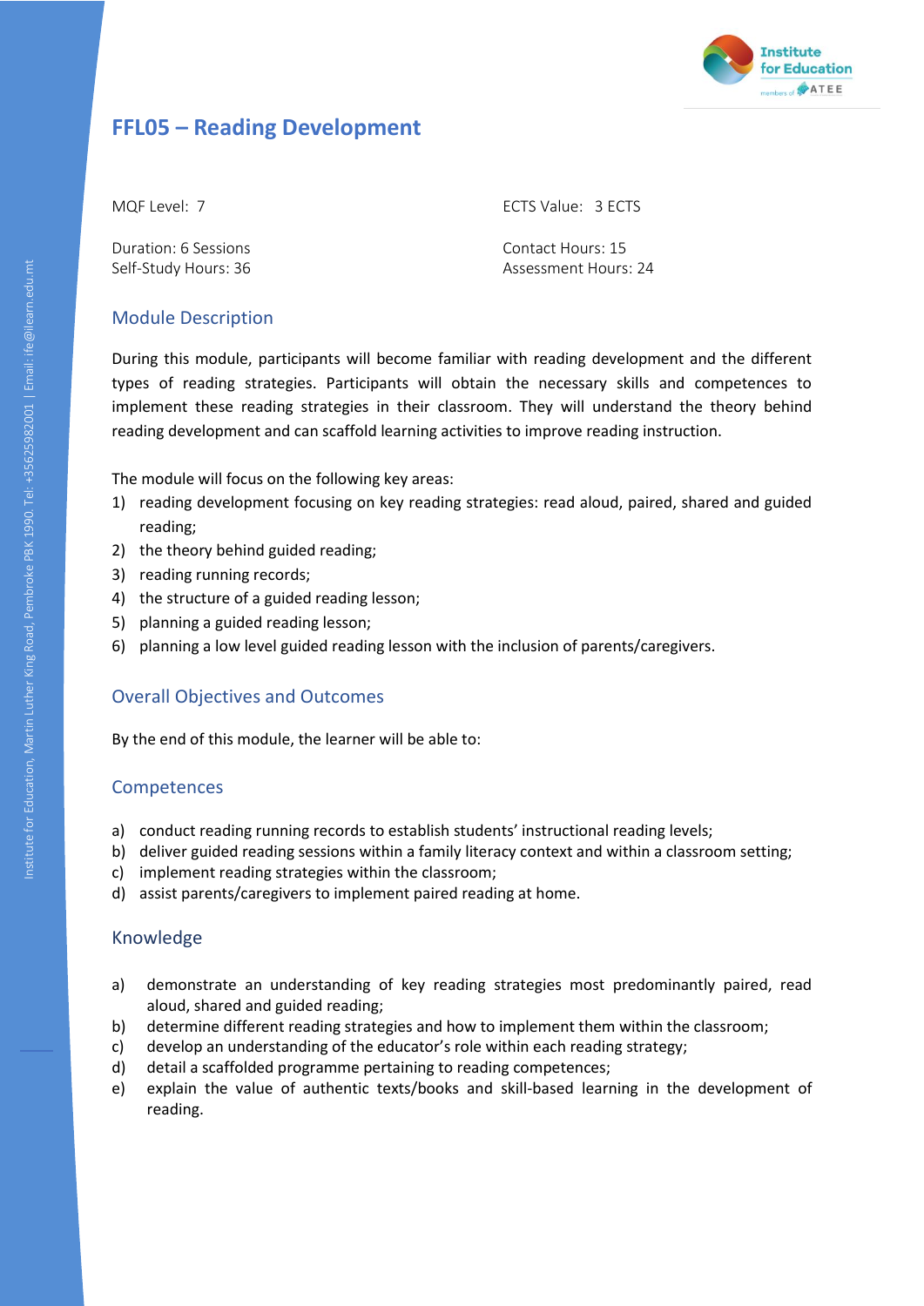# FFL05 – Reading Development

MQF Level: 7

ECTS Value: 3 ECTS

Duration: 6 Sessions
Self-Study Hours: 36

Contact Hours: 15
Assessment Hours: 24

## Module Description

During this module, participants will become familiar with reading development and the different types of reading strategies. Participants will obtain the necessary skills and competences to implement these reading strategies in their classroom. They will understand the theory behind reading development and can scaffold learning activities to improve reading instruction.

The module will focus on the following key areas:

1) reading development focusing on key reading strategies: read aloud, paired, shared and guided reading;
2) the theory behind guided reading;
3) reading running records;
4) the structure of a guided reading lesson;
5) planning a guided reading lesson;
6) planning a low level guided reading lesson with the inclusion of parents/caregivers.

## Overall Objectives and Outcomes

By the end of this module, the learner will be able to:

## Competences

a) conduct reading running records to establish students' instructional reading levels;
b) deliver guided reading sessions within a family literacy context and within a classroom setting;
c) implement reading strategies within the classroom;
d) assist parents/caregivers to implement paired reading at home.

## Knowledge

a) demonstrate an understanding of key reading strategies most predominantly paired, read aloud, shared and guided reading;
b) determine different reading strategies and how to implement them within the classroom;
c) develop an understanding of the educator's role within each reading strategy;
d) detail a scaffolded programme pertaining to reading competences;
e) explain the value of authentic texts/books and skill-based learning in the development of reading.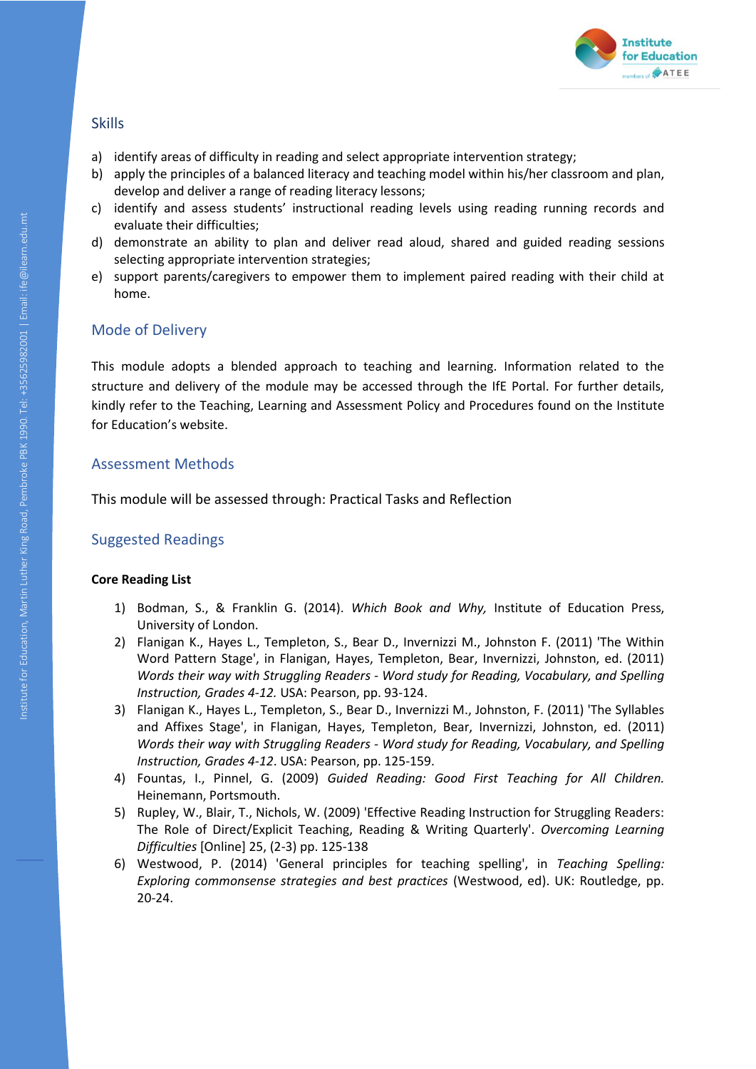## Skills

a) identify areas of difficulty in reading and select appropriate intervention strategy;
b) apply the principles of a balanced literacy and teaching model within his/her classroom and plan, develop and deliver a range of reading literacy lessons;
c) identify and assess students' instructional reading levels using reading running records and evaluate their difficulties;
d) demonstrate an ability to plan and deliver read aloud, shared and guided reading sessions selecting appropriate intervention strategies;
e) support parents/caregivers to empower them to implement paired reading with their child at home.

## Mode of Delivery

This module adopts a blended approach to teaching and learning. Information related to the structure and delivery of the module may be accessed through the IfE Portal. For further details, kindly refer to the Teaching, Learning and Assessment Policy and Procedures found on the Institute for Education's website.

## Assessment Methods

This module will be assessed through: Practical Tasks and Reflection

## Suggested Readings

**Core Reading List**

1) Bodman, S., & Franklin G. (2014). *Which Book and Why,* Institute of Education Press, University of London.
2) Flanigan K., Hayes L., Templeton, S., Bear D., Invernizzi M., Johnston F. (2011) 'The Within Word Pattern Stage', in Flanigan, Hayes, Templeton, Bear, Invernizzi, Johnston, ed. (2011) *Words their way with Struggling Readers - Word study for Reading, Vocabulary, and Spelling Instruction, Grades 4-12.* USA: Pearson, pp. 93-124.
3) Flanigan K., Hayes L., Templeton, S., Bear D., Invernizzi M., Johnston, F. (2011) 'The Syllables and Affixes Stage', in Flanigan, Hayes, Templeton, Bear, Invernizzi, Johnston, ed. (2011) *Words their way with Struggling Readers - Word study for Reading, Vocabulary, and Spelling Instruction, Grades 4-12*. USA: Pearson, pp. 125-159.
4) Fountas, I., Pinnel, G. (2009) *Guided Reading: Good First Teaching for All Children.* Heinemann, Portsmouth.
5) Rupley, W., Blair, T., Nichols, W. (2009) 'Effective Reading Instruction for Struggling Readers: The Role of Direct/Explicit Teaching, Reading & Writing Quarterly'. *Overcoming Learning Difficulties* [Online] 25, (2-3) pp. 125-138
6) Westwood, P. (2014) 'General principles for teaching spelling', in *Teaching Spelling: Exploring commonsense strategies and best practices* (Westwood, ed). UK: Routledge, pp. 20-24.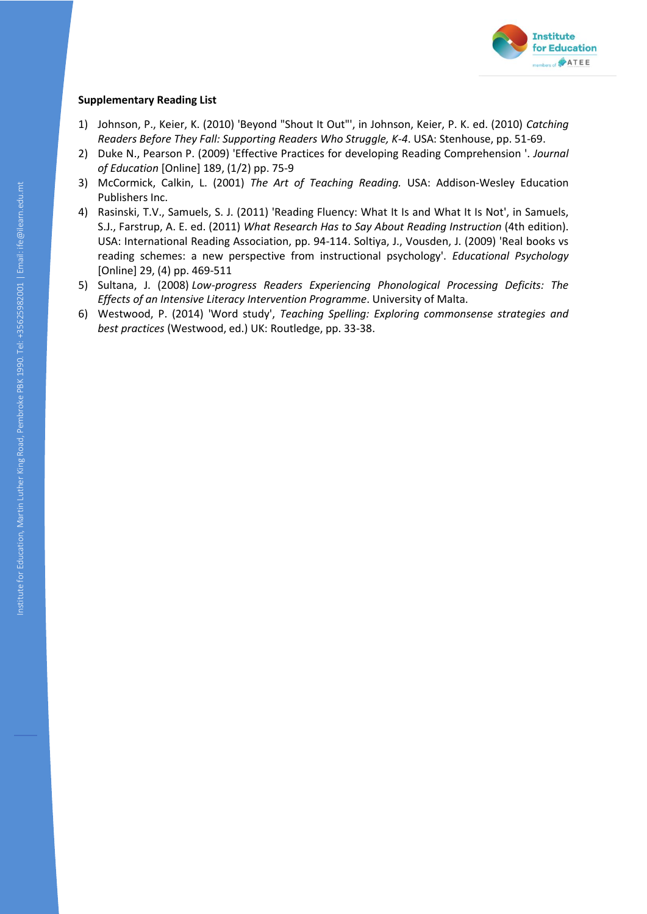**Supplementary Reading List**

1) Johnson, P., Keier, K. (2010) 'Beyond "Shout It Out"', in Johnson, Keier, P. K. ed. (2010) *Catching Readers Before They Fall: Supporting Readers Who Struggle, K-4*. USA: Stenhouse, pp. 51-69.
2) Duke N., Pearson P. (2009) 'Effective Practices for developing Reading Comprehension '. *Journal of Education* [Online] 189, (1/2) pp. 75-9
3) McCormick, Calkin, L. (2001) *The Art of Teaching Reading.* USA: Addison-Wesley Education Publishers Inc.
4) Rasinski, T.V., Samuels, S. J. (2011) 'Reading Fluency: What It Is and What It Is Not', in Samuels, S.J., Farstrup, A. E. ed. (2011) *What Research Has to Say About Reading Instruction* (4th edition). USA: International Reading Association, pp. 94-114. Soltiya, J., Vousden, J. (2009) 'Real books vs reading schemes: a new perspective from instructional psychology'. *Educational Psychology* [Online] 29, (4) pp. 469-511
5) Sultana, J. (2008) *Low-progress Readers Experiencing Phonological Processing Deficits: The Effects of an Intensive Literacy Intervention Programme*. University of Malta.
6) Westwood, P. (2014) 'Word study', *Teaching Spelling: Exploring commonsense strategies and best practices* (Westwood, ed.) UK: Routledge, pp. 33-38.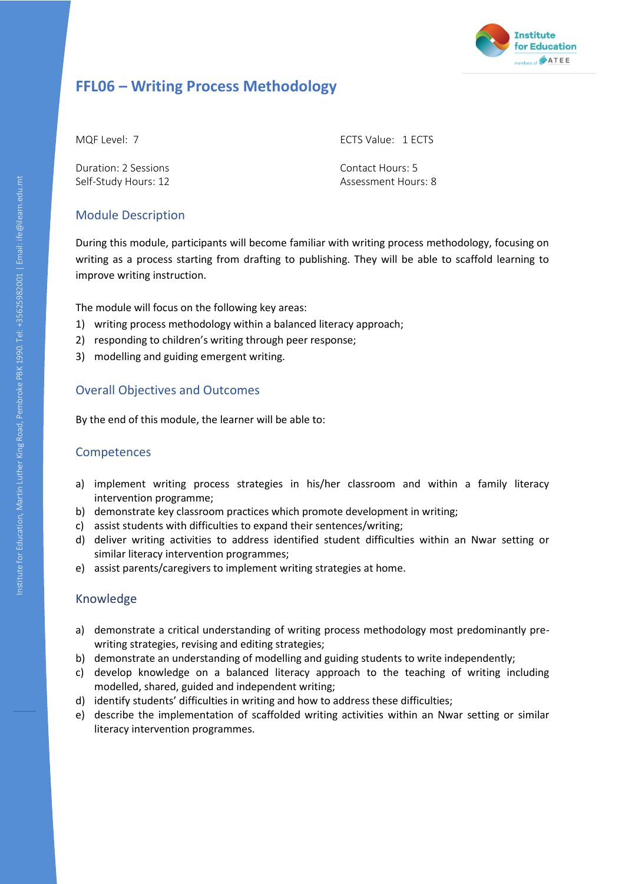# FFL06 – Writing Process Methodology

MQF Level: 7

ECTS Value: 1 ECTS

Duration: 2 Sessions
Self-Study Hours: 12

Contact Hours: 5
Assessment Hours: 8

## Module Description

During this module, participants will become familiar with writing process methodology, focusing on writing as a process starting from drafting to publishing. They will be able to scaffold learning to improve writing instruction.

The module will focus on the following key areas:

1) writing process methodology within a balanced literacy approach;
2) responding to children's writing through peer response;
3) modelling and guiding emergent writing.

## Overall Objectives and Outcomes

By the end of this module, the learner will be able to:

## Competences

a) implement writing process strategies in his/her classroom and within a family literacy intervention programme;
b) demonstrate key classroom practices which promote development in writing;
c) assist students with difficulties to expand their sentences/writing;
d) deliver writing activities to address identified student difficulties within an Nwar setting or similar literacy intervention programmes;
e) assist parents/caregivers to implement writing strategies at home.

## Knowledge

a) demonstrate a critical understanding of writing process methodology most predominantly pre-writing strategies, revising and editing strategies;
b) demonstrate an understanding of modelling and guiding students to write independently;
c) develop knowledge on a balanced literacy approach to the teaching of writing including modelled, shared, guided and independent writing;
d) identify students' difficulties in writing and how to address these difficulties;
e) describe the implementation of scaffolded writing activities within an Nwar setting or similar literacy intervention programmes.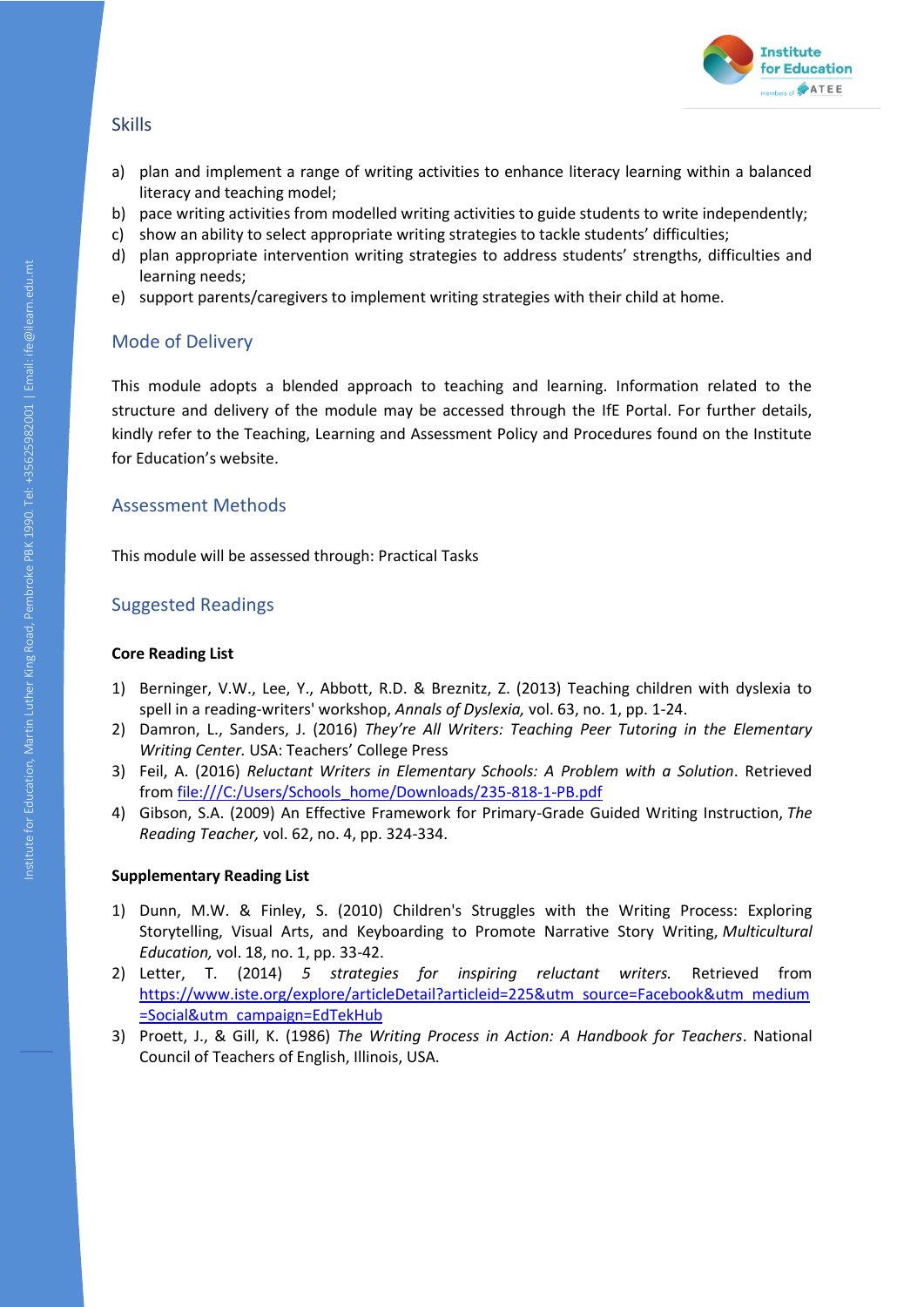## Skills

a) plan and implement a range of writing activities to enhance literacy learning within a balanced literacy and teaching model;
b) pace writing activities from modelled writing activities to guide students to write independently;
c) show an ability to select appropriate writing strategies to tackle students' difficulties;
d) plan appropriate intervention writing strategies to address students' strengths, difficulties and learning needs;
e) support parents/caregivers to implement writing strategies with their child at home.

## Mode of Delivery

This module adopts a blended approach to teaching and learning. Information related to the structure and delivery of the module may be accessed through the IfE Portal. For further details, kindly refer to the Teaching, Learning and Assessment Policy and Procedures found on the Institute for Education's website.

## Assessment Methods

This module will be assessed through: Practical Tasks

## Suggested Readings

**Core Reading List**

1) Berninger, V.W., Lee, Y., Abbott, R.D. & Breznitz, Z. (2013) Teaching children with dyslexia to spell in a reading-writers' workshop, *Annals of Dyslexia,* vol. 63, no. 1, pp. 1-24.
2) Damron, L., Sanders, J. (2016) *They're All Writers: Teaching Peer Tutoring in the Elementary Writing Center.* USA: Teachers' College Press
3) Feil, A. (2016) *Reluctant Writers in Elementary Schools: A Problem with a Solution*. Retrieved from file:///C:/Users/Schools_home/Downloads/235-818-1-PB.pdf
4) Gibson, S.A. (2009) An Effective Framework for Primary-Grade Guided Writing Instruction, *The Reading Teacher,* vol. 62, no. 4, pp. 324-334.

**Supplementary Reading List**

1) Dunn, M.W. & Finley, S. (2010) Children's Struggles with the Writing Process: Exploring Storytelling, Visual Arts, and Keyboarding to Promote Narrative Story Writing, *Multicultural Education,* vol. 18, no. 1, pp. 33-42.
2) Letter, T. (2014) *5 strategies for inspiring reluctant writers.* Retrieved from https://www.iste.org/explore/articleDetail?articleid=225&utm_source=Facebook&utm_medium=Social&utm_campaign=EdTekHub
3) Proett, J., & Gill, K. (1986) *The Writing Process in Action: A Handbook for Teachers*. National Council of Teachers of English, Illinois, USA.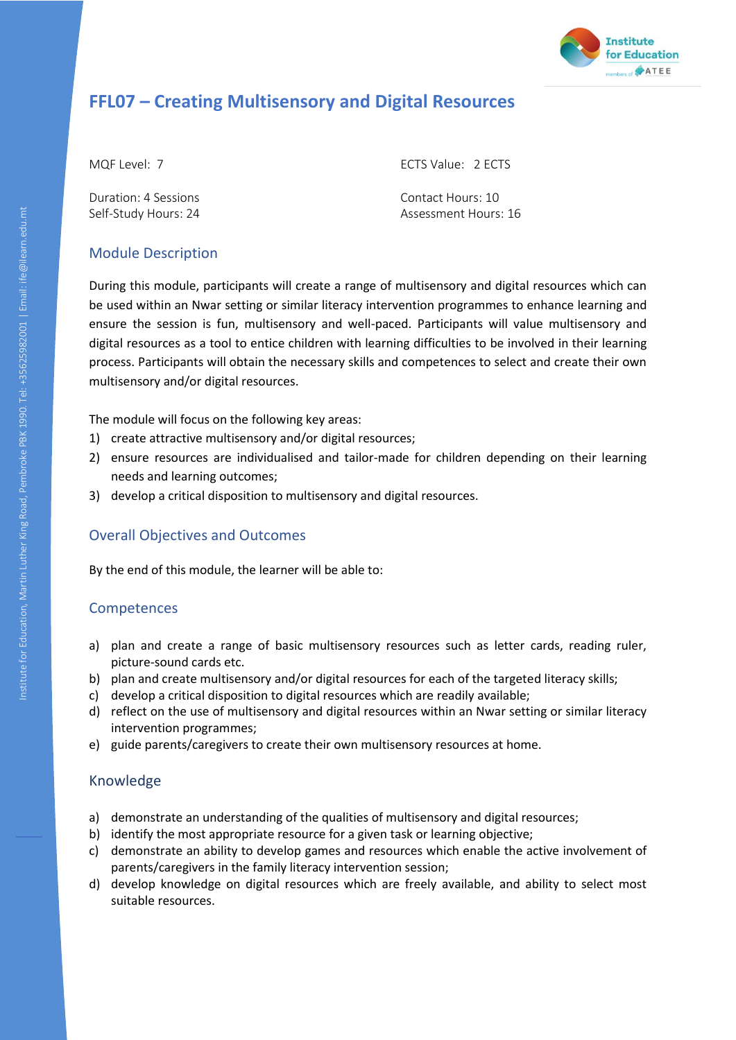# FFL07 – Creating Multisensory and Digital Resources

MQF Level: 7

ECTS Value: 2 ECTS

Duration: 4 Sessions
Self-Study Hours: 24

Contact Hours: 10
Assessment Hours: 16

## Module Description

During this module, participants will create a range of multisensory and digital resources which can be used within an Nwar setting or similar literacy intervention programmes to enhance learning and ensure the session is fun, multisensory and well-paced. Participants will value multisensory and digital resources as a tool to entice children with learning difficulties to be involved in their learning process. Participants will obtain the necessary skills and competences to select and create their own multisensory and/or digital resources.

The module will focus on the following key areas:

1) create attractive multisensory and/or digital resources;
2) ensure resources are individualised and tailor-made for children depending on their learning needs and learning outcomes;
3) develop a critical disposition to multisensory and digital resources.

## Overall Objectives and Outcomes

By the end of this module, the learner will be able to:

## Competences

a) plan and create a range of basic multisensory resources such as letter cards, reading ruler, picture-sound cards etc.
b) plan and create multisensory and/or digital resources for each of the targeted literacy skills;
c) develop a critical disposition to digital resources which are readily available;
d) reflect on the use of multisensory and digital resources within an Nwar setting or similar literacy intervention programmes;
e) guide parents/caregivers to create their own multisensory resources at home.

## Knowledge

a) demonstrate an understanding of the qualities of multisensory and digital resources;
b) identify the most appropriate resource for a given task or learning objective;
c) demonstrate an ability to develop games and resources which enable the active involvement of parents/caregivers in the family literacy intervention session;
d) develop knowledge on digital resources which are freely available, and ability to select most suitable resources.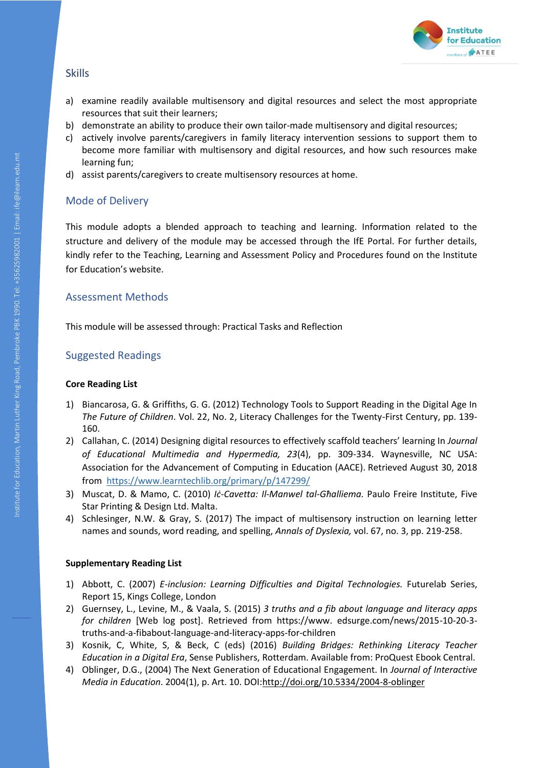## Skills

a) examine readily available multisensory and digital resources and select the most appropriate resources that suit their learners;
b) demonstrate an ability to produce their own tailor-made multisensory and digital resources;
c) actively involve parents/caregivers in family literacy intervention sessions to support them to become more familiar with multisensory and digital resources, and how such resources make learning fun;
d) assist parents/caregivers to create multisensory resources at home.

## Mode of Delivery

This module adopts a blended approach to teaching and learning. Information related to the structure and delivery of the module may be accessed through the IfE Portal. For further details, kindly refer to the Teaching, Learning and Assessment Policy and Procedures found on the Institute for Education's website.

## Assessment Methods

This module will be assessed through: Practical Tasks and Reflection

## Suggested Readings

**Core Reading List**

1) Biancarosa, G. & Griffiths, G. G. (2012) Technology Tools to Support Reading in the Digital Age In *The Future of Children*. Vol. 22, No. 2, Literacy Challenges for the Twenty-First Century, pp. 139-160.
2) Callahan, C. (2014) Designing digital resources to effectively scaffold teachers' learning In *Journal of Educational Multimedia and Hypermedia, 23*(4), pp. 309-334. Waynesville, NC USA: Association for the Advancement of Computing in Education (AACE). Retrieved August 30, 2018 from https://www.learntechlib.org/primary/p/147299/
3) Muscat, D. & Mamo, C. (2010) *Iċ-Cavetta: Il-Manwel tal-Għalliema.* Paulo Freire Institute, Five Star Printing & Design Ltd. Malta.
4) Schlesinger, N.W. & Gray, S. (2017) The impact of multisensory instruction on learning letter names and sounds, word reading, and spelling, *Annals of Dyslexia,* vol. 67, no. 3, pp. 219-258.

**Supplementary Reading List**

1) Abbott, C. (2007) *E-inclusion: Learning Difficulties and Digital Technologies.* Futurelab Series, Report 15, Kings College, London
2) Guernsey, L., Levine, M., & Vaala, S. (2015) *3 truths and a fib about language and literacy apps for children* [Web log post]. Retrieved from https://www. edsurge.com/news/2015-10-20-3-truths-and-a-fibabout-language-and-literacy-apps-for-children
3) Kosnik, C, White, S, & Beck, C (eds) (2016) *Building Bridges: Rethinking Literacy Teacher Education in a Digital Era*, Sense Publishers, Rotterdam. Available from: ProQuest Ebook Central.
4) Oblinger, D.G., (2004) The Next Generation of Educational Engagement. In *Journal of Interactive Media in Education*. 2004(1), p. Art. 10. DOI:http://doi.org/10.5334/2004-8-oblinger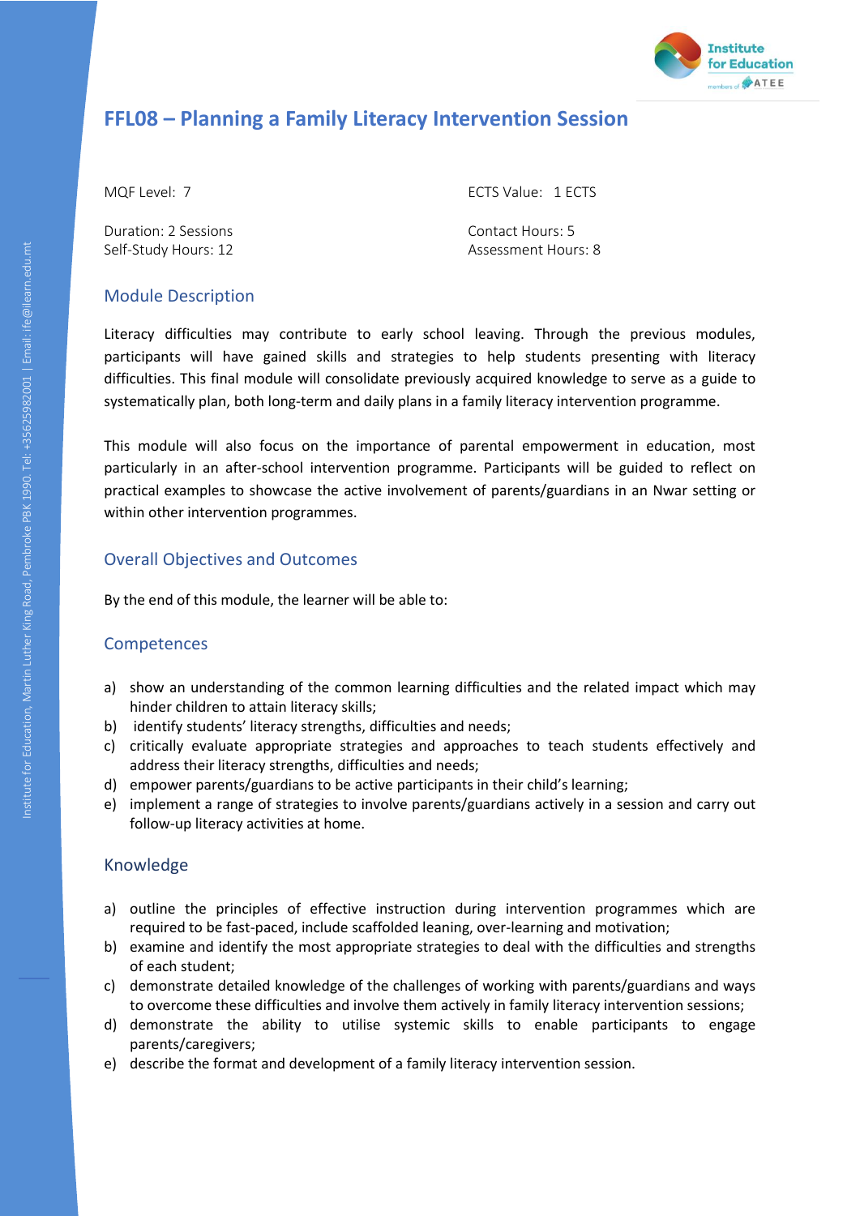# FFL08 – Planning a Family Literacy Intervention Session

MQF Level: 7

ECTS Value: 1 ECTS

Duration: 2 Sessions
Self-Study Hours: 12

Contact Hours: 5
Assessment Hours: 8

## Module Description

Literacy difficulties may contribute to early school leaving. Through the previous modules, participants will have gained skills and strategies to help students presenting with literacy difficulties. This final module will consolidate previously acquired knowledge to serve as a guide to systematically plan, both long-term and daily plans in a family literacy intervention programme.

This module will also focus on the importance of parental empowerment in education, most particularly in an after-school intervention programme. Participants will be guided to reflect on practical examples to showcase the active involvement of parents/guardians in an Nwar setting or within other intervention programmes.

## Overall Objectives and Outcomes

By the end of this module, the learner will be able to:

## Competences

a) show an understanding of the common learning difficulties and the related impact which may hinder children to attain literacy skills;
b) identify students' literacy strengths, difficulties and needs;
c) critically evaluate appropriate strategies and approaches to teach students effectively and address their literacy strengths, difficulties and needs;
d) empower parents/guardians to be active participants in their child's learning;
e) implement a range of strategies to involve parents/guardians actively in a session and carry out follow-up literacy activities at home.

## Knowledge

a) outline the principles of effective instruction during intervention programmes which are required to be fast-paced, include scaffolded leaning, over-learning and motivation;
b) examine and identify the most appropriate strategies to deal with the difficulties and strengths of each student;
c) demonstrate detailed knowledge of the challenges of working with parents/guardians and ways to overcome these difficulties and involve them actively in family literacy intervention sessions;
d) demonstrate the ability to utilise systemic skills to enable participants to engage parents/caregivers;
e) describe the format and development of a family literacy intervention session.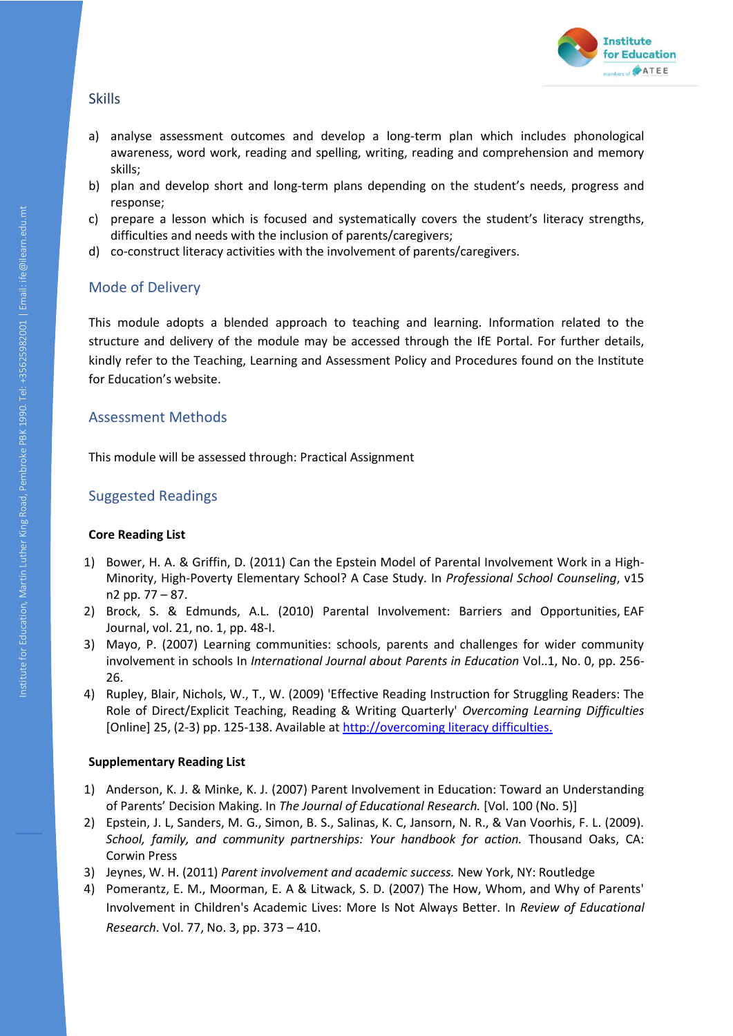## Skills

a) analyse assessment outcomes and develop a long-term plan which includes phonological awareness, word work, reading and spelling, writing, reading and comprehension and memory skills;
b) plan and develop short and long-term plans depending on the student's needs, progress and response;
c) prepare a lesson which is focused and systematically covers the student's literacy strengths, difficulties and needs with the inclusion of parents/caregivers;
d) co-construct literacy activities with the involvement of parents/caregivers.

## Mode of Delivery

This module adopts a blended approach to teaching and learning. Information related to the structure and delivery of the module may be accessed through the IfE Portal. For further details, kindly refer to the Teaching, Learning and Assessment Policy and Procedures found on the Institute for Education's website.

## Assessment Methods

This module will be assessed through: Practical Assignment

## Suggested Readings

**Core Reading List**

1) Bower, H. A. & Griffin, D. (2011) Can the Epstein Model of Parental Involvement Work in a High-Minority, High-Poverty Elementary School? A Case Study. In *Professional School Counseling*, v15 n2 pp. 77 – 87.
2) Brock, S. & Edmunds, A.L. (2010) Parental Involvement: Barriers and Opportunities, EAF Journal, vol. 21, no. 1, pp. 48-I.
3) Mayo, P. (2007) Learning communities: schools, parents and challenges for wider community involvement in schools In *International Journal about Parents in Education* Vol..1, No. 0, pp. 256-26.
4) Rupley, Blair, Nichols, W., T., W. (2009) 'Effective Reading Instruction for Struggling Readers: The Role of Direct/Explicit Teaching, Reading & Writing Quarterly' *Overcoming Learning Difficulties* [Online] 25, (2-3) pp. 125-138. Available at [http://overcoming literacy difficulties.](http://overcoming literacy difficulties.)

**Supplementary Reading List**

1) Anderson, K. J. & Minke, K. J. (2007) Parent Involvement in Education: Toward an Understanding of Parents' Decision Making. In *The Journal of Educational Research.* [Vol. 100 (No. 5)]
2) Epstein, J. L, Sanders, M. G., Simon, B. S., Salinas, K. C, Jansorn, N. R., & Van Voorhis, F. L. (2009). *School, family, and community partnerships: Your handbook for action.* Thousand Oaks, CA: Corwin Press
3) Jeynes, W. H. (2011) *Parent involvement and academic success.* New York, NY: Routledge
4) Pomerantz, E. M., Moorman, E. A & Litwack, S. D. (2007) The How, Whom, and Why of Parents' Involvement in Children's Academic Lives: More Is Not Always Better. In *Review of Educational Research*. Vol. 77, No. 3, pp. 373 – 410.